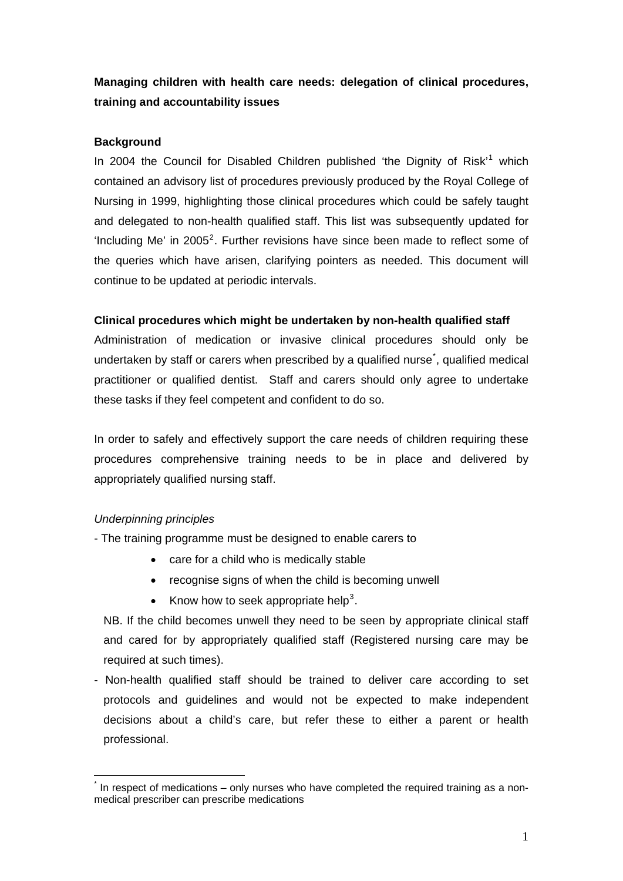**Managing children with health care needs: delegation of clinical procedures, training and accountability issues**

**Background**

In 2004 the Council for Disabled Children published 'the Dignity of Risk'[1] which contained an advisory list of procedures previously produced by the Royal College of Nursing in 1999, highlighting those clinical procedures which could be safely taught and delegated to non-health qualified staff. This list was subsequently updated for 'Including Me' in 2005[2]. Further revisions have since been made to reflect some of the queries which have arisen, clarifying pointers as needed. This document will continue to be updated at periodic intervals.

**Clinical procedures which might be undertaken by non-health qualified staff**

Administration of medication or invasive clinical procedures should only be undertaken by staff or carers when prescribed by a qualified nurse[*], qualified medical practitioner or qualified dentist. Staff and carers should only agree to undertake these tasks if they feel competent and confident to do so.

In order to safely and effectively support the care needs of children requiring these procedures comprehensive training needs to be in place and delivered by appropriately qualified nursing staff.

*Underpinning principles*

- The training programme must be designed to enable carers to
  - care for a child who is medically stable
  - recognise signs of when the child is becoming unwell
  - Know how to seek appropriate help[3].

  NB. If the child becomes unwell they need to be seen by appropriate clinical staff and cared for by appropriately qualified staff (Registered nursing care may be required at such times).
- Non-health qualified staff should be trained to deliver care according to set protocols and guidelines and would not be expected to make independent decisions about a child's care, but refer these to either a parent or health professional.

---

[*] In respect of medications – only nurses who have completed the required training as a non-medical prescriber can prescribe medications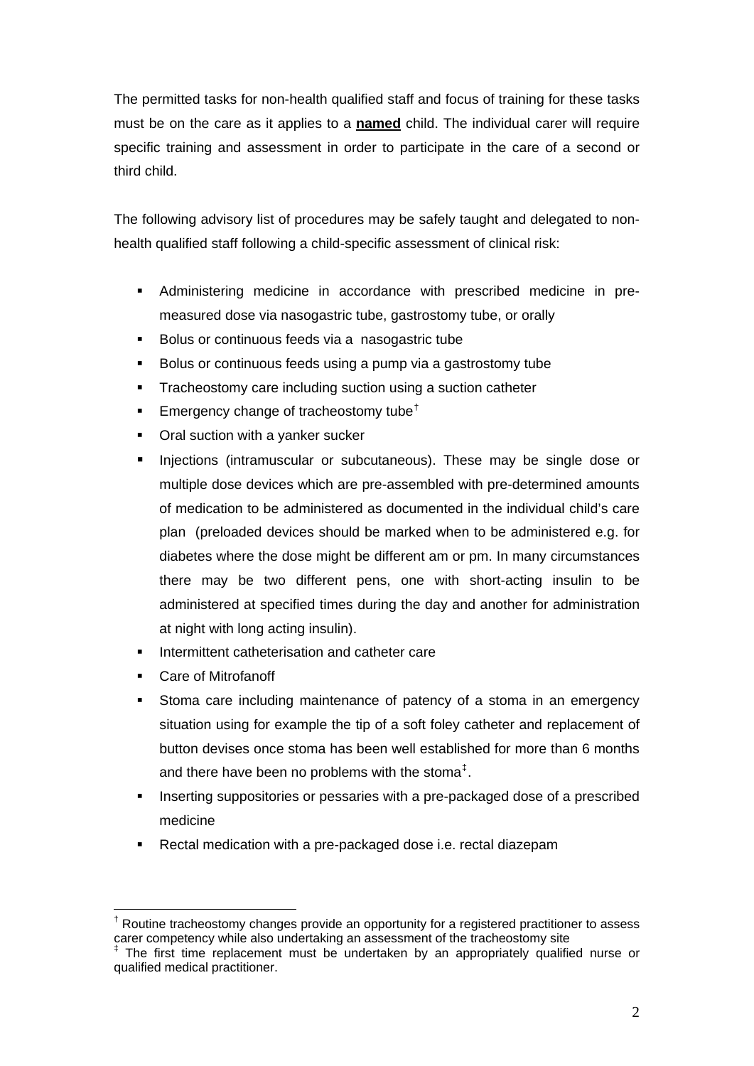The permitted tasks for non-health qualified staff and focus of training for these tasks must be on the care as it applies to a **named** child. The individual carer will require specific training and assessment in order to participate in the care of a second or third child.

The following advisory list of procedures may be safely taught and delegated to non-health qualified staff following a child-specific assessment of clinical risk:

- Administering medicine in accordance with prescribed medicine in pre-measured dose via nasogastric tube, gastrostomy tube, or orally
- Bolus or continuous feeds via a nasogastric tube
- Bolus or continuous feeds using a pump via a gastrostomy tube
- Tracheostomy care including suction using a suction catheter
- Emergency change of tracheostomy tube[†]
- Oral suction with a yanker sucker
- Injections (intramuscular or subcutaneous). These may be single dose or multiple dose devices which are pre-assembled with pre-determined amounts of medication to be administered as documented in the individual child's care plan (preloaded devices should be marked when to be administered e.g. for diabetes where the dose might be different am or pm. In many circumstances there may be two different pens, one with short-acting insulin to be administered at specified times during the day and another for administration at night with long acting insulin).
- Intermittent catheterisation and catheter care
- Care of Mitrofanoff
- Stoma care including maintenance of patency of a stoma in an emergency situation using for example the tip of a soft foley catheter and replacement of button devises once stoma has been well established for more than 6 months and there have been no problems with the stoma[‡].
- Inserting suppositories or pessaries with a pre-packaged dose of a prescribed medicine
- Rectal medication with a pre-packaged dose i.e. rectal diazepam

---

[†] Routine tracheostomy changes provide an opportunity for a registered practitioner to assess carer competency while also undertaking an assessment of the tracheostomy site

[‡] The first time replacement must be undertaken by an appropriately qualified nurse or qualified medical practitioner.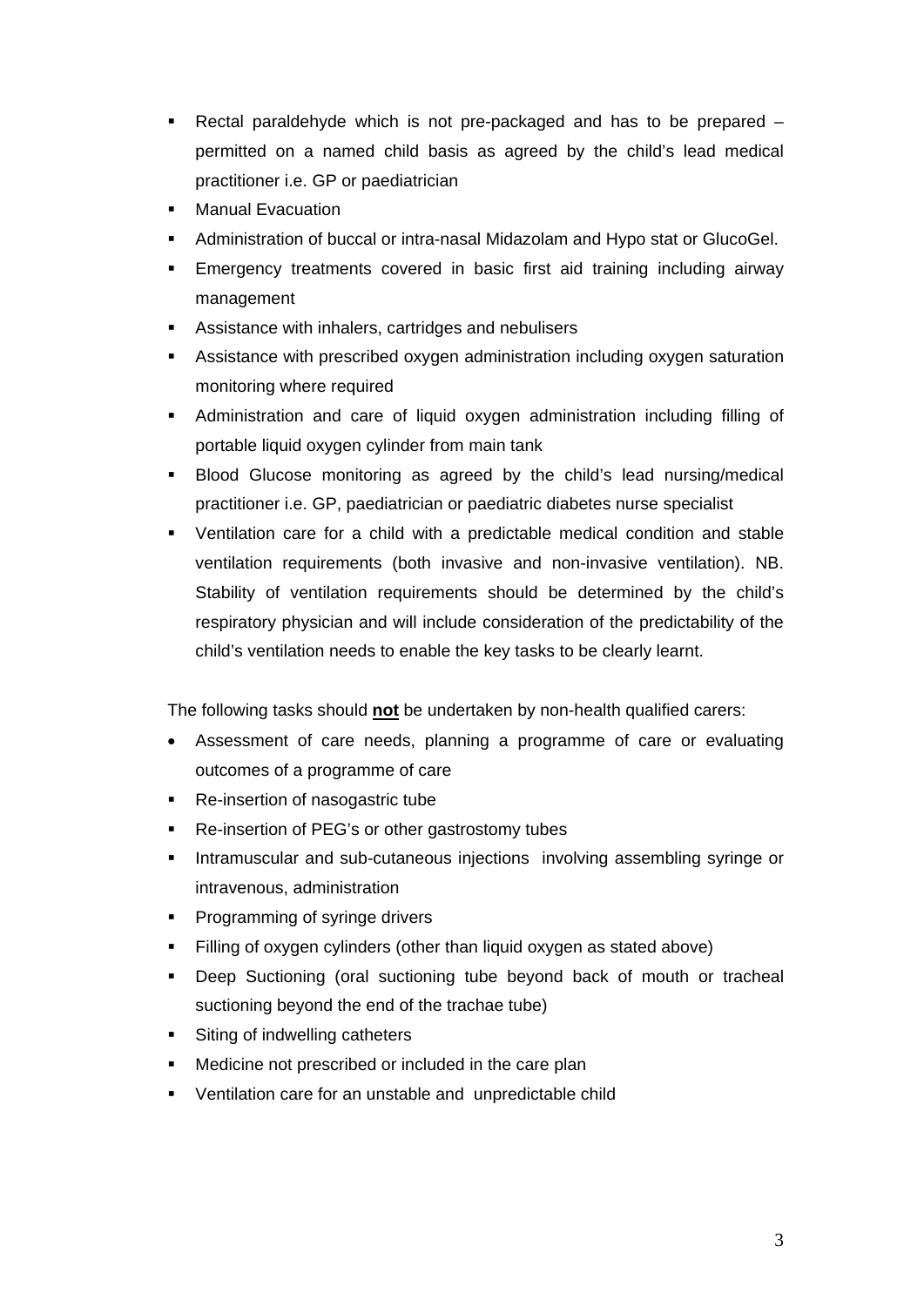- Rectal paraldehyde which is not pre-packaged and has to be prepared – permitted on a named child basis as agreed by the child's lead medical practitioner i.e. GP or paediatrician
- Manual Evacuation
- Administration of buccal or intra-nasal Midazolam and Hypo stat or GlucoGel.
- Emergency treatments covered in basic first aid training including airway management
- Assistance with inhalers, cartridges and nebulisers
- Assistance with prescribed oxygen administration including oxygen saturation monitoring where required
- Administration and care of liquid oxygen administration including filling of portable liquid oxygen cylinder from main tank
- Blood Glucose monitoring as agreed by the child's lead nursing/medical practitioner i.e. GP, paediatrician or paediatric diabetes nurse specialist
- Ventilation care for a child with a predictable medical condition and stable ventilation requirements (both invasive and non-invasive ventilation). NB. Stability of ventilation requirements should be determined by the child's respiratory physician and will include consideration of the predictability of the child's ventilation needs to enable the key tasks to be clearly learnt.

The following tasks should **not** be undertaken by non-health qualified carers:

- Assessment of care needs, planning a programme of care or evaluating outcomes of a programme of care
- Re-insertion of nasogastric tube
- Re-insertion of PEG's or other gastrostomy tubes
- Intramuscular and sub-cutaneous injections involving assembling syringe or intravenous, administration
- Programming of syringe drivers
- Filling of oxygen cylinders (other than liquid oxygen as stated above)
- Deep Suctioning (oral suctioning tube beyond back of mouth or tracheal suctioning beyond the end of the trachae tube)
- Siting of indwelling catheters
- Medicine not prescribed or included in the care plan
- Ventilation care for an unstable and unpredictable child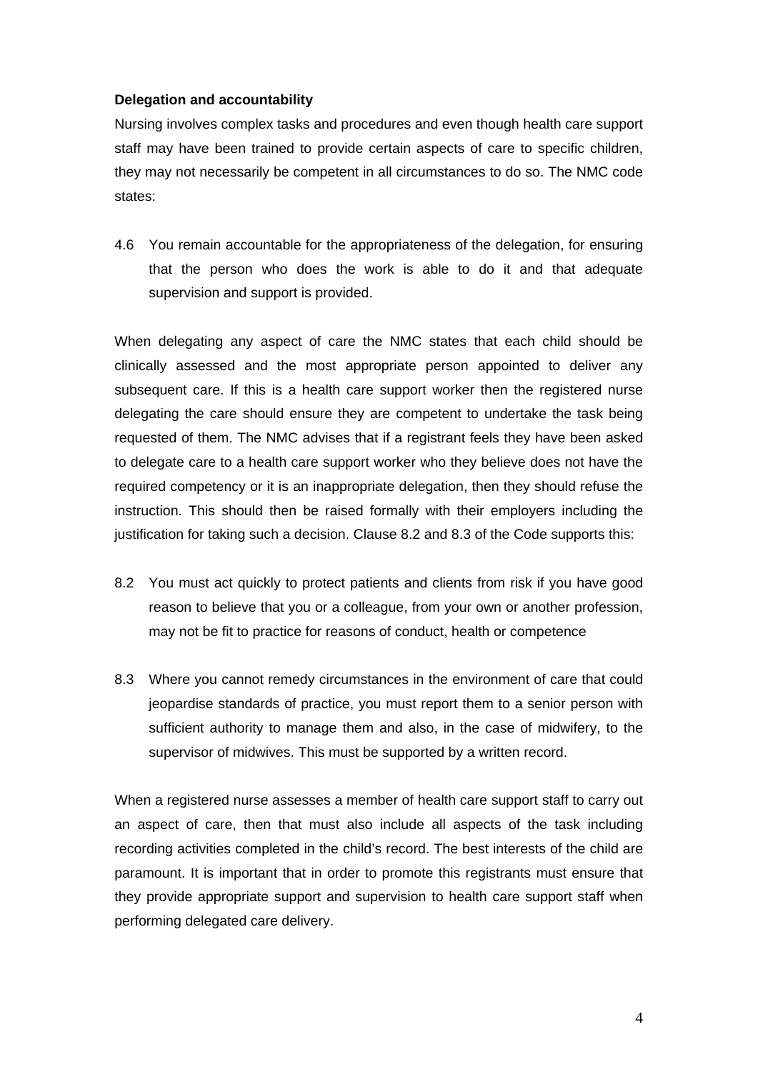**Delegation and accountability**

Nursing involves complex tasks and procedures and even though health care support staff may have been trained to provide certain aspects of care to specific children, they may not necessarily be competent in all circumstances to do so. The NMC code states:

4.6 You remain accountable for the appropriateness of the delegation, for ensuring that the person who does the work is able to do it and that adequate supervision and support is provided.

When delegating any aspect of care the NMC states that each child should be clinically assessed and the most appropriate person appointed to deliver any subsequent care. If this is a health care support worker then the registered nurse delegating the care should ensure they are competent to undertake the task being requested of them. The NMC advises that if a registrant feels they have been asked to delegate care to a health care support worker who they believe does not have the required competency or it is an inappropriate delegation, then they should refuse the instruction. This should then be raised formally with their employers including the justification for taking such a decision. Clause 8.2 and 8.3 of the Code supports this:

8.2 You must act quickly to protect patients and clients from risk if you have good reason to believe that you or a colleague, from your own or another profession, may not be fit to practice for reasons of conduct, health or competence

8.3 Where you cannot remedy circumstances in the environment of care that could jeopardise standards of practice, you must report them to a senior person with sufficient authority to manage them and also, in the case of midwifery, to the supervisor of midwives. This must be supported by a written record.

When a registered nurse assesses a member of health care support staff to carry out an aspect of care, then that must also include all aspects of the task including recording activities completed in the child's record. The best interests of the child are paramount. It is important that in order to promote this registrants must ensure that they provide appropriate support and supervision to health care support staff when performing delegated care delivery.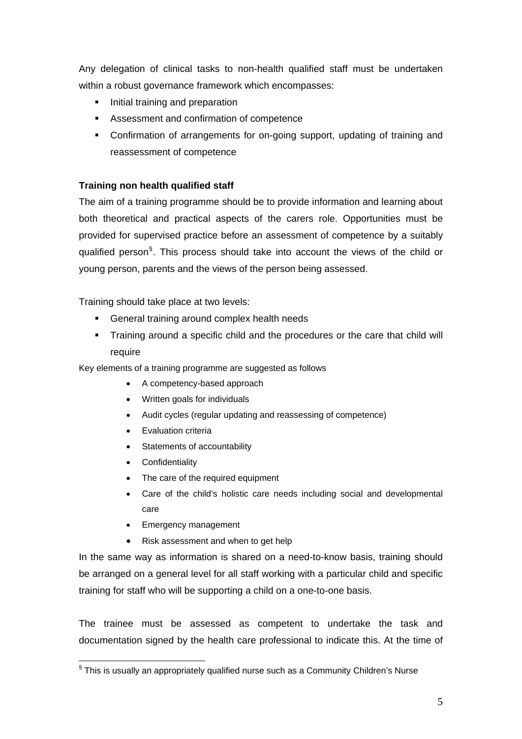Any delegation of clinical tasks to non-health qualified staff must be undertaken within a robust governance framework which encompasses:

- Initial training and preparation
- Assessment and confirmation of competence
- Confirmation of arrangements for on-going support, updating of training and reassessment of competence

**Training non health qualified staff**

The aim of a training programme should be to provide information and learning about both theoretical and practical aspects of the carers role. Opportunities must be provided for supervised practice before an assessment of competence by a suitably qualified person[§]. This process should take into account the views of the child or young person, parents and the views of the person being assessed.

Training should take place at two levels:

- General training around complex health needs
- Training around a specific child and the procedures or the care that child will require

Key elements of a training programme are suggested as follows

- A competency-based approach
- Written goals for individuals
- Audit cycles (regular updating and reassessing of competence)
- Evaluation criteria
- Statements of accountability
- Confidentiality
- The care of the required equipment
- Care of the child's holistic care needs including social and developmental care
- Emergency management
- Risk assessment and when to get help

In the same way as information is shared on a need-to-know basis, training should be arranged on a general level for all staff working with a particular child and specific training for staff who will be supporting a child on a one-to-one basis.

The trainee must be assessed as competent to undertake the task and documentation signed by the health care professional to indicate this. At the time of

[§] This is usually an appropriately qualified nurse such as a Community Children's Nurse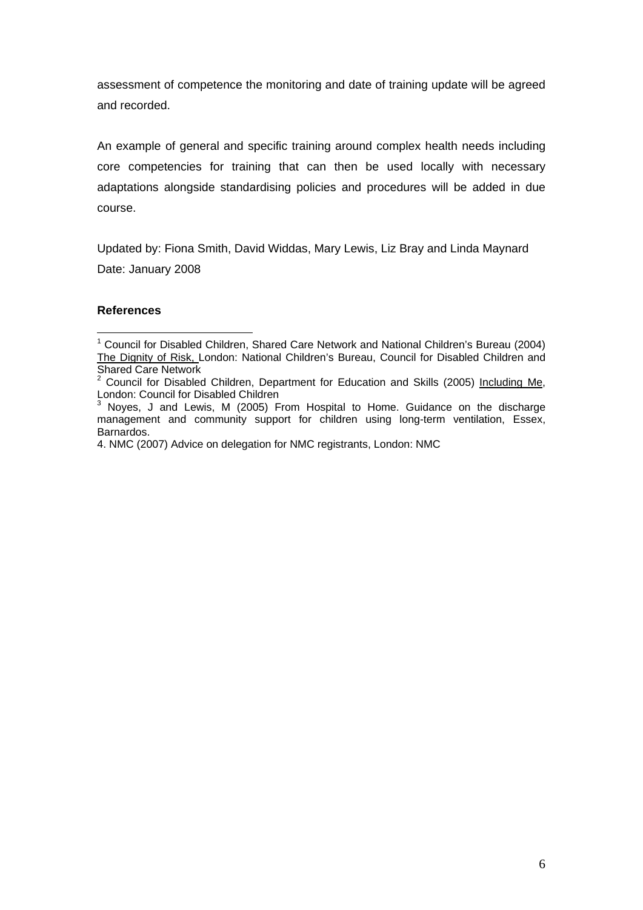assessment of competence the monitoring and date of training update will be agreed and recorded.

An example of general and specific training around complex health needs including core competencies for training that can then be used locally with necessary adaptations alongside standardising policies and procedures will be added in due course.

Updated by: Fiona Smith, David Widdas, Mary Lewis, Liz Bray and Linda Maynard
Date: January 2008

**References**

[1] Council for Disabled Children, Shared Care Network and National Children's Bureau (2004) The Dignity of Risk, London: National Children's Bureau, Council for Disabled Children and Shared Care Network

[2] Council for Disabled Children, Department for Education and Skills (2005) Including Me, London: Council for Disabled Children

[3] Noyes, J and Lewis, M (2005) From Hospital to Home. Guidance on the discharge management and community support for children using long-term ventilation, Essex, Barnardos.

4. NMC (2007) Advice on delegation for NMC registrants, London: NMC